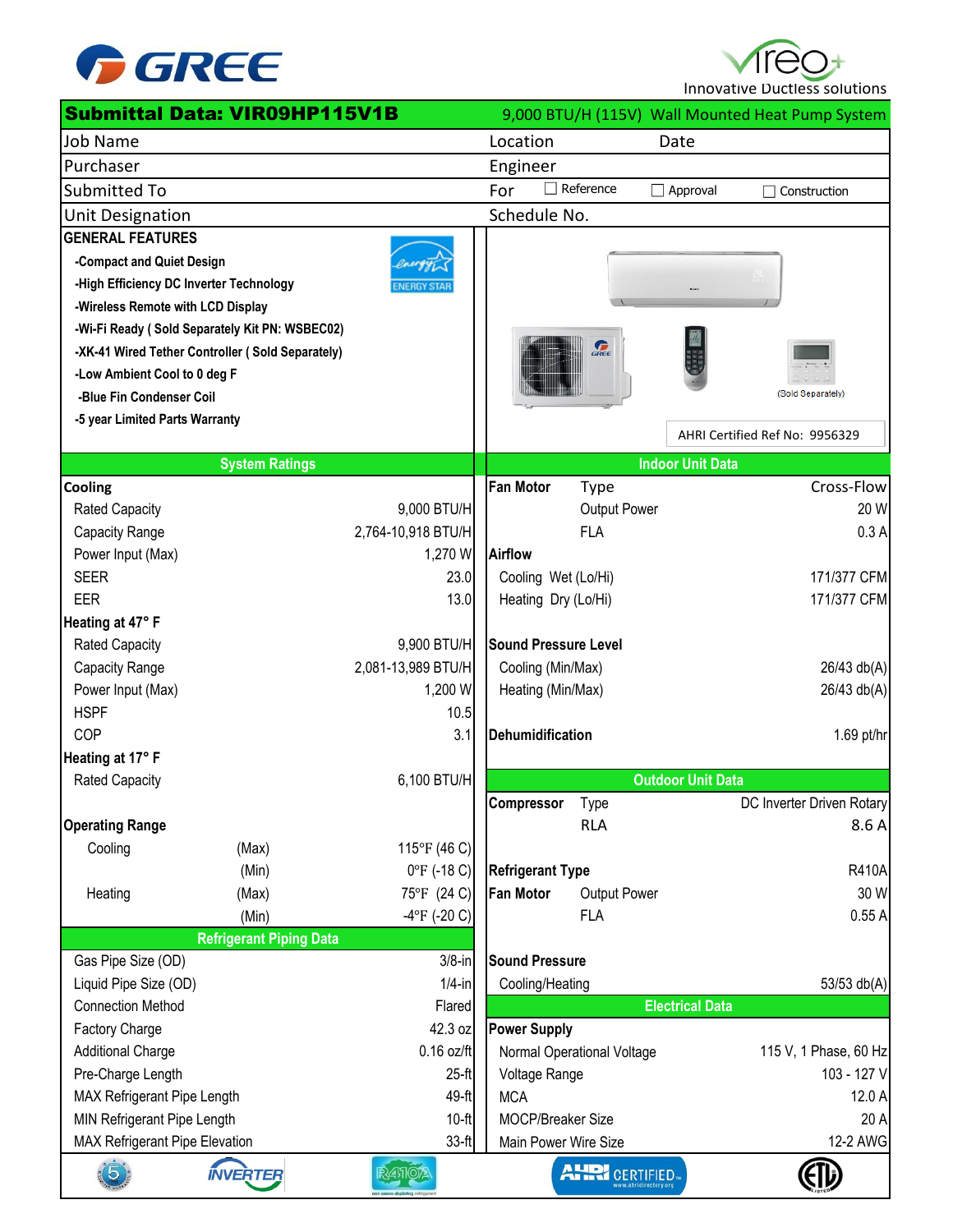# GREE

Vireo+ Innovative Ductless solutions

## Submittal Data: VIR09HP115V1B

9,000 BTU/H (115V) Wall Mounted Heat Pump System

| Job Name | | Location | Date |
|---|---|---|---|
| Purchaser | | Engineer | |
| Submitted To | | For ☐ Reference ☐ Approval ☐ Construction | |
| Unit Designation | | Schedule No. | |

### GENERAL FEATURES

- -Compact and Quiet Design
- -High Efficiency DC Inverter Technology
- -Wireless Remote with LCD Display
- -Wi-Fi Ready ( Sold Separately Kit PN: WSBEC02)
- -XK-41 Wired Tether Controller ( Sold Separately)
- -Low Ambient Cool to 0 deg F
- -Blue Fin Condenser Coil
- -5 year Limited Parts Warranty

ENERGY STAR

(Sold Separately)

AHRI Certified Ref No: 9956329

### System Ratings

| | | |
|---|---|---|
| **Cooling** | | |
| Rated Capacity | | 9,000 BTU/H |
| Capacity Range | | 2,764-10,918 BTU/H |
| Power Input (Max) | | 1,270 W |
| SEER | | 23.0 |
| EER | | 13.0 |
| **Heating at 47° F** | | |
| Rated Capacity | | 9,900 BTU/H |
| Capacity Range | | 2,081-13,989 BTU/H |
| Power Input (Max) | | 1,200 W |
| HSPF | | 10.5 |
| COP | | 3.1 |
| **Heating at 17° F** | | |
| Rated Capacity | | 6,100 BTU/H |
| **Operating Range** | | |
| Cooling | (Max) | 115°F (46 C) |
| | (Min) | 0°F (-18 C) |
| Heating | (Max) | 75°F (24 C) |
| | (Min) | -4°F (-20 C) |

### Refrigerant Piping Data

| | |
|---|---|
| Gas Pipe Size (OD) | 3/8-in |
| Liquid Pipe Size (OD) | 1/4-in |
| Connection Method | Flared |
| Factory Charge | 42.3 oz |
| Additional Charge | 0.16 oz/ft |
| Pre-Charge Length | 25-ft |
| MAX Refrigerant Pipe Length | 49-ft |
| MIN Refrigerant Pipe Length | 10-ft |
| MAX Refrigerant Pipe Elevation | 33-ft |

### Indoor Unit Data

| | | |
|---|---|---|
| **Fan Motor** | Type | Cross-Flow |
| | Output Power | 20 W |
| | FLA | 0.3 A |
| **Airflow** | | |
| Cooling Wet (Lo/Hi) | | 171/377 CFM |
| Heating Dry (Lo/Hi) | | 171/377 CFM |
| **Sound Pressure Level** | | |
| Cooling (Min/Max) | | 26/43 db(A) |
| Heating (Min/Max) | | 26/43 db(A) |
| **Dehumidification** | | 1.69 pt/hr |

### Outdoor Unit Data

| | | |
|---|---|---|
| **Compressor** | Type | DC Inverter Driven Rotary |
| | RLA | 8.6 A |
| **Refrigerant Type** | | R410A |
| **Fan Motor** | Output Power | 30 W |
| | FLA | 0.55 A |
| **Sound Pressure** | | |
| Cooling/Heating | | 53/53 db(A) |

### Electrical Data

| | |
|---|---|
| **Power Supply** | |
| Normal Operational Voltage | 115 V, 1 Phase, 60 Hz |
| Voltage Range | 103 - 127 V |
| MCA | 12.0 A |
| MOCP/Breaker Size | 20 A |
| Main Power Wire Size | 12-2 AWG |

INVERTER · R410A · AHRI CERTIFIED · ETL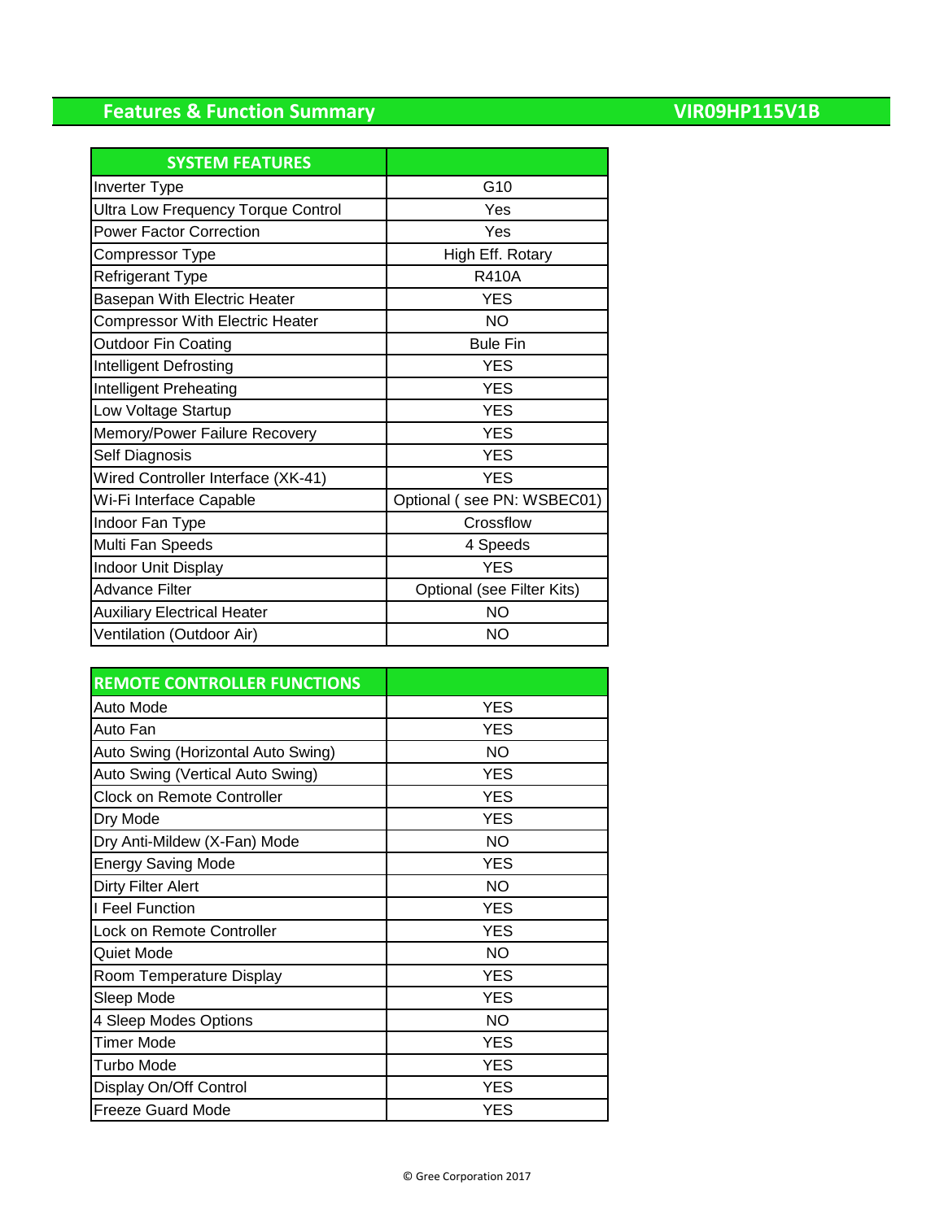# Features & Function Summary

**VIR09HP115V1B**

| SYSTEM FEATURES | |
|---|---|
| Inverter Type | G10 |
| Ultra Low Frequency Torque Control | Yes |
| Power Factor Correction | Yes |
| Compressor Type | High Eff. Rotary |
| Refrigerant Type | R410A |
| Basepan With Electric Heater | YES |
| Compressor With Electric Heater | NO |
| Outdoor Fin Coating | Bule Fin |
| Intelligent Defrosting | YES |
| Intelligent Preheating | YES |
| Low Voltage Startup | YES |
| Memory/Power Failure Recovery | YES |
| Self Diagnosis | YES |
| Wired Controller Interface (XK-41) | YES |
| Wi-Fi Interface Capable | Optional ( see PN: WSBEC01) |
| Indoor Fan Type | Crossflow |
| Multi Fan Speeds | 4 Speeds |
| Indoor Unit Display | YES |
| Advance Filter | Optional (see Filter Kits) |
| Auxiliary Electrical Heater | NO |
| Ventilation (Outdoor Air) | NO |

| REMOTE CONTROLLER FUNCTIONS | |
|---|---|
| Auto Mode | YES |
| Auto Fan | YES |
| Auto Swing (Horizontal Auto Swing) | NO |
| Auto Swing (Vertical Auto Swing) | YES |
| Clock on Remote Controller | YES |
| Dry Mode | YES |
| Dry Anti-Mildew (X-Fan) Mode | NO |
| Energy Saving Mode | YES |
| Dirty Filter Alert | NO |
| I Feel Function | YES |
| Lock on Remote Controller | YES |
| Quiet Mode | NO |
| Room Temperature Display | YES |
| Sleep Mode | YES |
| 4 Sleep Modes Options | NO |
| Timer Mode | YES |
| Turbo Mode | YES |
| Display On/Off Control | YES |
| Freeze Guard Mode | YES |

© Gree Corporation 2017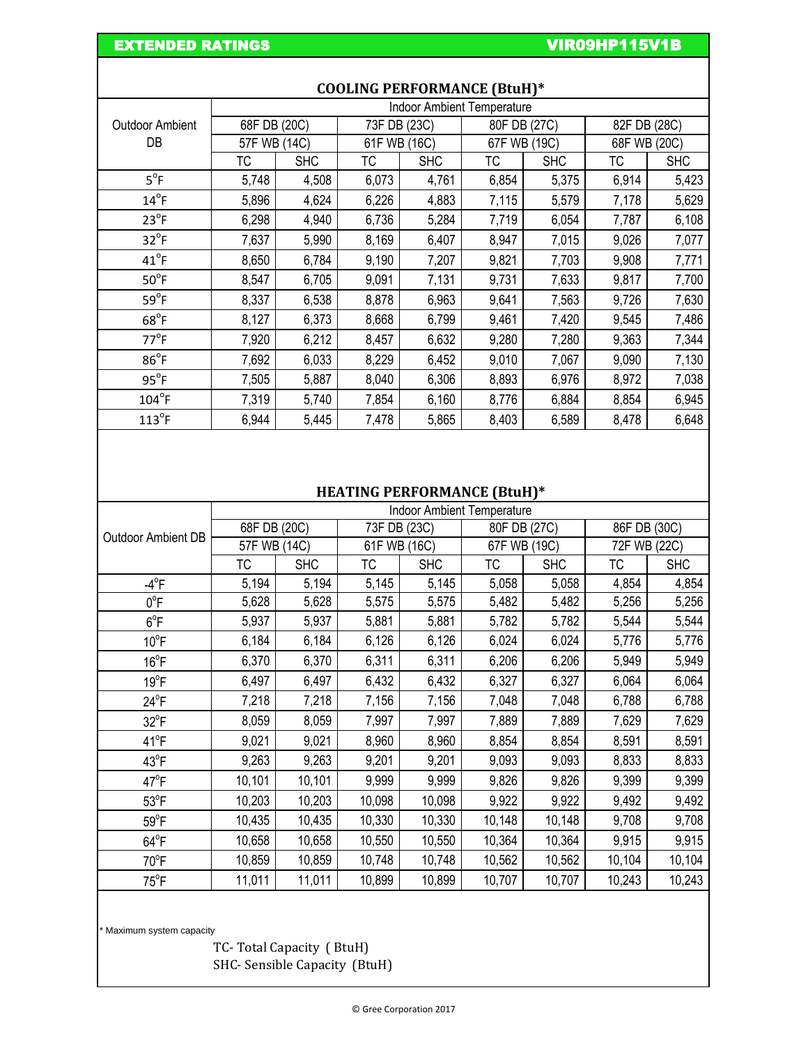## EXTENDED RATINGS

## VIR09HP115V1B

### COOLING PERFORMANCE (BtuH)*

| Outdoor Ambient DB | Indoor Ambient Temperature | | | | | | | |
|---|---|---|---|---|---|---|---|---|
| | 68F DB (20C) | | 73F DB (23C) | | 80F DB (27C) | | 82F DB (28C) | |
| | 57F WB (14C) | | 61F WB (16C) | | 67F WB (19C) | | 68F WB (20C) | |
| | TC | SHC | TC | SHC | TC | SHC | TC | SHC |
| 5°F | 5,748 | 4,508 | 6,073 | 4,761 | 6,854 | 5,375 | 6,914 | 5,423 |
| 14°F | 5,896 | 4,624 | 6,226 | 4,883 | 7,115 | 5,579 | 7,178 | 5,629 |
| 23°F | 6,298 | 4,940 | 6,736 | 5,284 | 7,719 | 6,054 | 7,787 | 6,108 |
| 32°F | 7,637 | 5,990 | 8,169 | 6,407 | 8,947 | 7,015 | 9,026 | 7,077 |
| 41°F | 8,650 | 6,784 | 9,190 | 7,207 | 9,821 | 7,703 | 9,908 | 7,771 |
| 50°F | 8,547 | 6,705 | 9,091 | 7,131 | 9,731 | 7,633 | 9,817 | 7,700 |
| 59°F | 8,337 | 6,538 | 8,878 | 6,963 | 9,641 | 7,563 | 9,726 | 7,630 |
| 68°F | 8,127 | 6,373 | 8,668 | 6,799 | 9,461 | 7,420 | 9,545 | 7,486 |
| 77°F | 7,920 | 6,212 | 8,457 | 6,632 | 9,280 | 7,280 | 9,363 | 7,344 |
| 86°F | 7,692 | 6,033 | 8,229 | 6,452 | 9,010 | 7,067 | 9,090 | 7,130 |
| 95°F | 7,505 | 5,887 | 8,040 | 6,306 | 8,893 | 6,976 | 8,972 | 7,038 |
| 104°F | 7,319 | 5,740 | 7,854 | 6,160 | 8,776 | 6,884 | 8,854 | 6,945 |
| 113°F | 6,944 | 5,445 | 7,478 | 5,865 | 8,403 | 6,589 | 8,478 | 6,648 |

### HEATING PERFORMANCE (BtuH)*

| Outdoor Ambient DB | Indoor Ambient Temperature | | | | | | | |
|---|---|---|---|---|---|---|---|---|
| | 68F DB (20C) | | 73F DB (23C) | | 80F DB (27C) | | 86F DB (30C) | |
| | 57F WB (14C) | | 61F WB (16C) | | 67F WB (19C) | | 72F WB (22C) | |
| | TC | SHC | TC | SHC | TC | SHC | TC | SHC |
| -4°F | 5,194 | 5,194 | 5,145 | 5,145 | 5,058 | 5,058 | 4,854 | 4,854 |
| 0°F | 5,628 | 5,628 | 5,575 | 5,575 | 5,482 | 5,482 | 5,256 | 5,256 |
| 6°F | 5,937 | 5,937 | 5,881 | 5,881 | 5,782 | 5,782 | 5,544 | 5,544 |
| 10°F | 6,184 | 6,184 | 6,126 | 6,126 | 6,024 | 6,024 | 5,776 | 5,776 |
| 16°F | 6,370 | 6,370 | 6,311 | 6,311 | 6,206 | 6,206 | 5,949 | 5,949 |
| 19°F | 6,497 | 6,497 | 6,432 | 6,432 | 6,327 | 6,327 | 6,064 | 6,064 |
| 24°F | 7,218 | 7,218 | 7,156 | 7,156 | 7,048 | 7,048 | 6,788 | 6,788 |
| 32°F | 8,059 | 8,059 | 7,997 | 7,997 | 7,889 | 7,889 | 7,629 | 7,629 |
| 41°F | 9,021 | 9,021 | 8,960 | 8,960 | 8,854 | 8,854 | 8,591 | 8,591 |
| 43°F | 9,263 | 9,263 | 9,201 | 9,201 | 9,093 | 9,093 | 8,833 | 8,833 |
| 47°F | 10,101 | 10,101 | 9,999 | 9,999 | 9,826 | 9,826 | 9,399 | 9,399 |
| 53°F | 10,203 | 10,203 | 10,098 | 10,098 | 9,922 | 9,922 | 9,492 | 9,492 |
| 59°F | 10,435 | 10,435 | 10,330 | 10,330 | 10,148 | 10,148 | 9,708 | 9,708 |
| 64°F | 10,658 | 10,658 | 10,550 | 10,550 | 10,364 | 10,364 | 9,915 | 9,915 |
| 70°F | 10,859 | 10,859 | 10,748 | 10,748 | 10,562 | 10,562 | 10,104 | 10,104 |
| 75°F | 11,011 | 11,011 | 10,899 | 10,899 | 10,707 | 10,707 | 10,243 | 10,243 |

* Maximum system capacity

TC- Total Capacity ( BtuH)
SHC- Sensible Capacity (BtuH)

© Gree Corporation 2017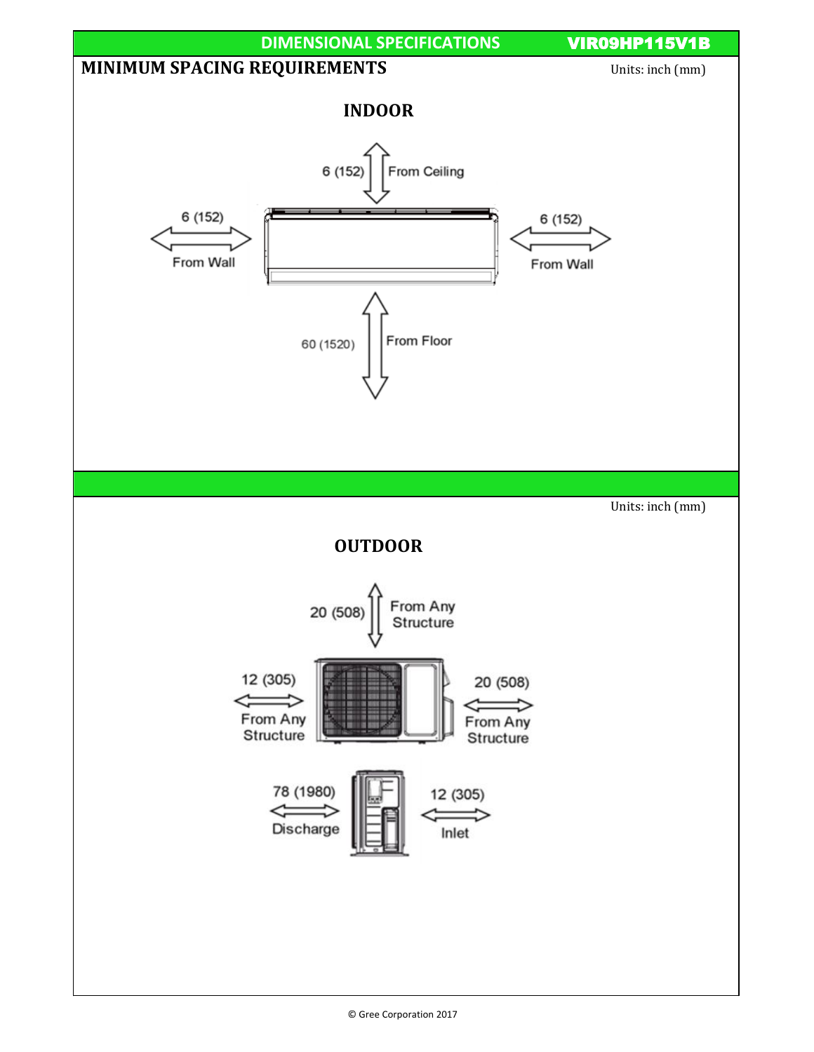## DIMENSIONAL SPECIFICATIONS — VIR09HP115V1B

### MINIMUM SPACING REQUIREMENTS

Units: inch (mm)

**INDOOR**

6 (152) From Ceiling

6 (152) From Wall

6 (152) From Wall

60 (1520) From Floor

Units: inch (mm)

**OUTDOOR**

20 (508) From Any Structure

12 (305) From Any Structure

20 (508) From Any Structure

78 (1980) Discharge

12 (305) Inlet

© Gree Corporation 2017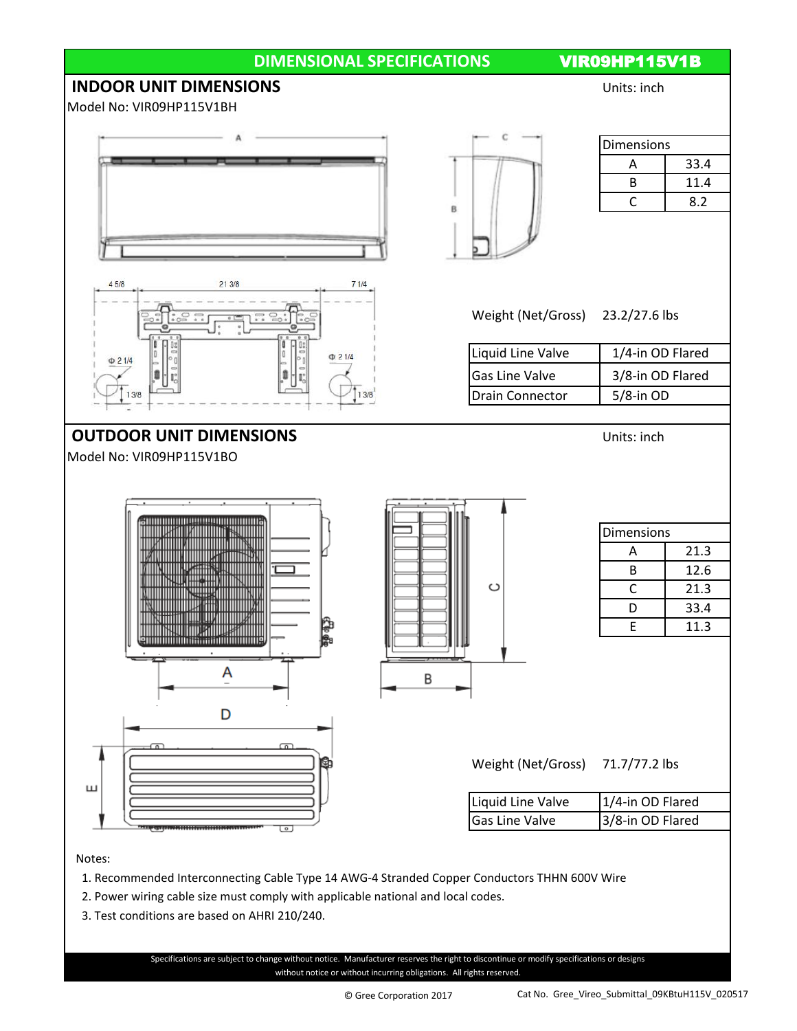# DIMENSIONAL SPECIFICATIONS VIR09HP115V1B

## INDOOR UNIT DIMENSIONS

Units: inch

Model No: VIR09HP115V1BH

| Dimensions | |
|---|---|
| A | 33.4 |
| B | 11.4 |
| C | 8.2 |

A

C

B

4 5/8

21 3/8

7 1/4

Φ 2 1/4

Φ 2 1/4

1 3/8

1 3/8

Weight (Net/Gross) 23.2/27.6 lbs

| | |
|---|---|
| Liquid Line Valve | 1/4-in OD Flared |
| Gas Line Valve | 3/8-in OD Flared |
| Drain Connector | 5/8-in OD |

## OUTDOOR UNIT DIMENSIONS

Units: inch

Model No: VIR09HP115V1BO

| Dimensions | |
|---|---|
| A | 21.3 |
| B | 12.6 |
| C | 21.3 |
| D | 33.4 |
| E | 11.3 |

A

B

C

D

E

Weight (Net/Gross) 71.7/77.2 lbs

| | |
|---|---|
| Liquid Line Valve | 1/4-in OD Flared |
| Gas Line Valve | 3/8-in OD Flared |

Notes:

1. Recommended Interconnecting Cable Type 14 AWG-4 Stranded Copper Conductors THHN 600V Wire
2. Power wiring cable size must comply with applicable national and local codes.
3. Test conditions are based on AHRI 210/240.

Specifications are subject to change without notice. Manufacturer reserves the right to discontinue or modify specifications or designs without notice or without incurring obligations. All rights reserved.

© Gree Corporation 2017

Cat No. Gree_Vireo_Submittal_09KBtuH115V_020517